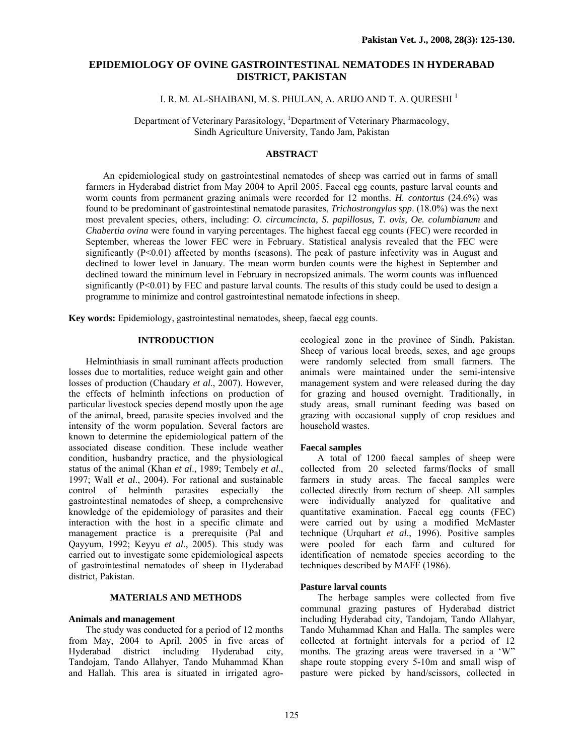# EPIDEMIOLOGY OF OVINE GASTROINTESTINAL NEMATODES IN HYDERABAD DISTRICT, PAKISTAN

I. R. M. AL-SHAIBANI, M. S. PHULAN, A. ARIJO AND T. A. QURESHI [1]

Department of Veterinary Parasitology, [1]Department of Veterinary Pharmacology, Sindh Agriculture University, Tando Jam, Pakistan

## ABSTRACT

An epidemiological study on gastrointestinal nematodes of sheep was carried out in farms of small farmers in Hyderabad district from May 2004 to April 2005. Faecal egg counts, pasture larval counts and worm counts from permanent grazing animals were recorded for 12 months. *H. contortus* (24.6%) was found to be predominant of gastrointestinal nematode parasites, *Trichostrongylus spp*. (18.0%) was the next most prevalent species, others, including: *O. circumcincta, S. papillosus, T. ovis, Oe. columbianum* and *Chabertia ovina* were found in varying percentages. The highest faecal egg counts (FEC) were recorded in September, whereas the lower FEC were in February. Statistical analysis revealed that the FEC were significantly ($P<0.01$) affected by months (seasons). The peak of pasture infectivity was in August and declined to lower level in January. The mean worm burden counts were the highest in September and declined toward the minimum level in February in necropsized animals. The worm counts was influenced significantly ($P<0.01$) by FEC and pasture larval counts. The results of this study could be used to design a programme to minimize and control gastrointestinal nematode infections in sheep.

**Key words:** Epidemiology, gastrointestinal nematodes, sheep, faecal egg counts.

## INTRODUCTION

Helminthiasis in small ruminant affects production losses due to mortalities, reduce weight gain and other losses of production (Chaudary *et al*., 2007). However, the effects of helminth infections on production of particular livestock species depend mostly upon the age of the animal, breed, parasite species involved and the intensity of the worm population. Several factors are known to determine the epidemiological pattern of the associated disease condition. These include weather condition, husbandry practice, and the physiological status of the animal (Khan *et al*., 1989; Tembely *et al*., 1997; Wall *et al*., 2004). For rational and sustainable control of helminth parasites especially the gastrointestinal nematodes of sheep, a comprehensive knowledge of the epidemiology of parasites and their interaction with the host in a specific climate and management practice is a prerequisite (Pal and Qayyum, 1992; Keyyu *et al*., 2005). This study was carried out to investigate some epidemiological aspects of gastrointestinal nematodes of sheep in Hyderabad district, Pakistan.

## MATERIALS AND METHODS

### Animals and management

The study was conducted for a period of 12 months from May, 2004 to April, 2005 in five areas of Hyderabad district including Hyderabad city, Tandojam, Tando Allahyer, Tando Muhammad Khan and Hallah. This area is situated in irrigated agro-ecological zone in the province of Sindh, Pakistan. Sheep of various local breeds, sexes, and age groups were randomly selected from small farmers. The animals were maintained under the semi-intensive management system and were released during the day for grazing and housed overnight. Traditionally, in study areas, small ruminant feeding was based on grazing with occasional supply of crop residues and household wastes.

### Faecal samples

A total of 1200 faecal samples of sheep were collected from 20 selected farms/flocks of small farmers in study areas. The faecal samples were collected directly from rectum of sheep. All samples were individually analyzed for qualitative and quantitative examination. Faecal egg counts (FEC) were carried out by using a modified McMaster technique (Urquhart *et al*., 1996). Positive samples were pooled for each farm and cultured for identification of nematode species according to the techniques described by MAFF (1986).

### Pasture larval counts

The herbage samples were collected from five communal grazing pastures of Hyderabad district including Hyderabad city, Tandojam, Tando Allahyar, Tando Muhammad Khan and Halla. The samples were collected at fortnight intervals for a period of 12 months. The grazing areas were traversed in a 'W' shape route stopping every 5-10m and small wisp of pasture were picked by hand/scissors, collected in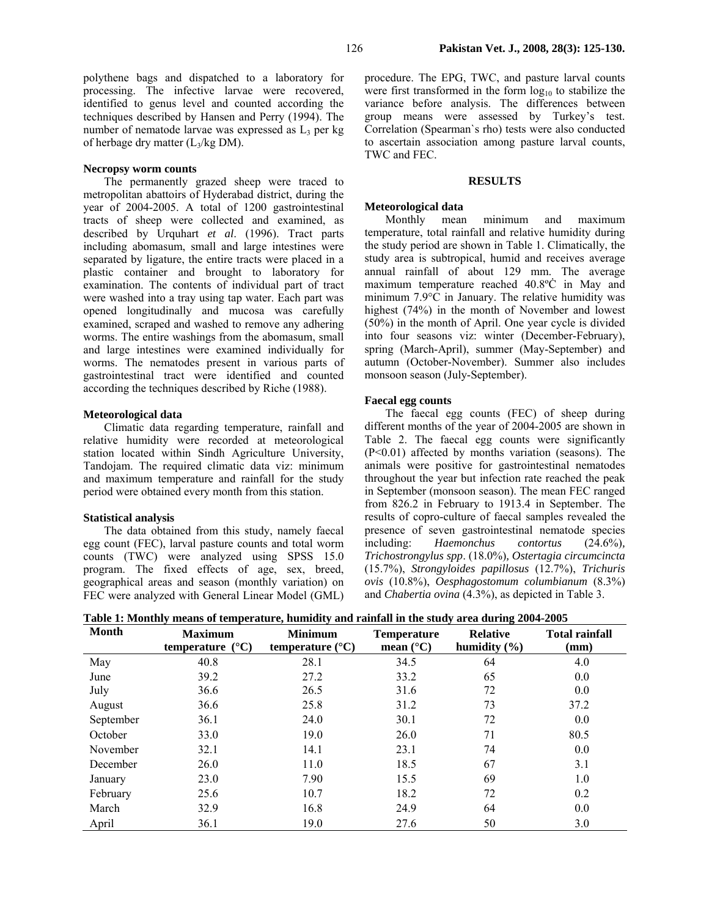polythene bags and dispatched to a laboratory for processing. The infective larvae were recovered, identified to genus level and counted according the techniques described by Hansen and Perry (1994). The number of nematode larvae was expressed as $L_3$ per kg of herbage dry matter ($L_3$/kg DM).

### Necropsy worm counts

The permanently grazed sheep were traced to metropolitan abattoirs of Hyderabad district, during the year of 2004-2005. A total of 1200 gastrointestinal tracts of sheep were collected and examined, as described by Urquhart *et al*. (1996). Tract parts including abomasum, small and large intestines were separated by ligature, the entire tracts were placed in a plastic container and brought to laboratory for examination. The contents of individual part of tract were washed into a tray using tap water. Each part was opened longitudinally and mucosa was carefully examined, scraped and washed to remove any adhering worms. The entire washings from the abomasum, small and large intestines were examined individually for worms. The nematodes present in various parts of gastrointestinal tract were identified and counted according the techniques described by Riche (1988).

### Meteorological data

Climatic data regarding temperature, rainfall and relative humidity were recorded at meteorological station located within Sindh Agriculture University, Tandojam. The required climatic data viz: minimum and maximum temperature and rainfall for the study period were obtained every month from this station.

### Statistical analysis

The data obtained from this study, namely faecal egg count (FEC), larval pasture counts and total worm counts (TWC) were analyzed using SPSS 15.0 program. The fixed effects of age, sex, breed, geographical areas and season (monthly variation) on FEC were analyzed with General Linear Model (GML) procedure. The EPG, TWC, and pasture larval counts were first transformed in the form $\log_{10}$ to stabilize the variance before analysis. The differences between group means were assessed by Turkey's test. Correlation (Spearman`s rho) tests were also conducted to ascertain association among pasture larval counts, TWC and FEC.

## RESULTS

### Meteorological data

Monthly mean minimum and maximum temperature, total rainfall and relative humidity during the study period are shown in Table 1. Climatically, the study area is subtropical, humid and receives average annual rainfall of about 129 mm. The average maximum temperature reached 40.8ºĊ in May and minimum 7.9°C in January. The relative humidity was highest (74%) in the month of November and lowest (50%) in the month of April. One year cycle is divided into four seasons viz: winter (December-February), spring (March-April), summer (May-September) and autumn (October-November). Summer also includes monsoon season (July-September).

### Faecal egg counts

The faecal egg counts (FEC) of sheep during different months of the year of 2004-2005 are shown in Table 2. The faecal egg counts were significantly ($P<0.01$) affected by months variation (seasons). The animals were positive for gastrointestinal nematodes throughout the year but infection rate reached the peak in September (monsoon season). The mean FEC ranged from 826.2 in February to 1913.4 in September. The results of copro-culture of faecal samples revealed the presence of seven gastrointestinal nematode species including: *Haemonchus contortus* (24.6%), *Trichostrongylus spp*. (18.0%), *Ostertagia circumcincta* (15.7%), *Strongyloides papillosus* (12.7%), *Trichuris ovis* (10.8%), *Oesphagostomum columbianum* (8.3%) and *Chabertia ovina* (4.3%), as depicted in Table 3.

**Table 1: Monthly means of temperature, humidity and rainfall in the study area during 2004-2005**

| Month | Maximum temperature (°C) | Minimum temperature (°C) | Temperature mean (°C) | Relative humidity (%) | Total rainfall (mm) |
|---|---|---|---|---|---|
| May | 40.8 | 28.1 | 34.5 | 64 | 4.0 |
| June | 39.2 | 27.2 | 33.2 | 65 | 0.0 |
| July | 36.6 | 26.5 | 31.6 | 72 | 0.0 |
| August | 36.6 | 25.8 | 31.2 | 73 | 37.2 |
| September | 36.1 | 24.0 | 30.1 | 72 | 0.0 |
| October | 33.0 | 19.0 | 26.0 | 71 | 80.5 |
| November | 32.1 | 14.1 | 23.1 | 74 | 0.0 |
| December | 26.0 | 11.0 | 18.5 | 67 | 3.1 |
| January | 23.0 | 7.90 | 15.5 | 69 | 1.0 |
| February | 25.6 | 10.7 | 18.2 | 72 | 0.2 |
| March | 32.9 | 16.8 | 24.9 | 64 | 0.0 |
| April | 36.1 | 19.0 | 27.6 | 50 | 3.0 |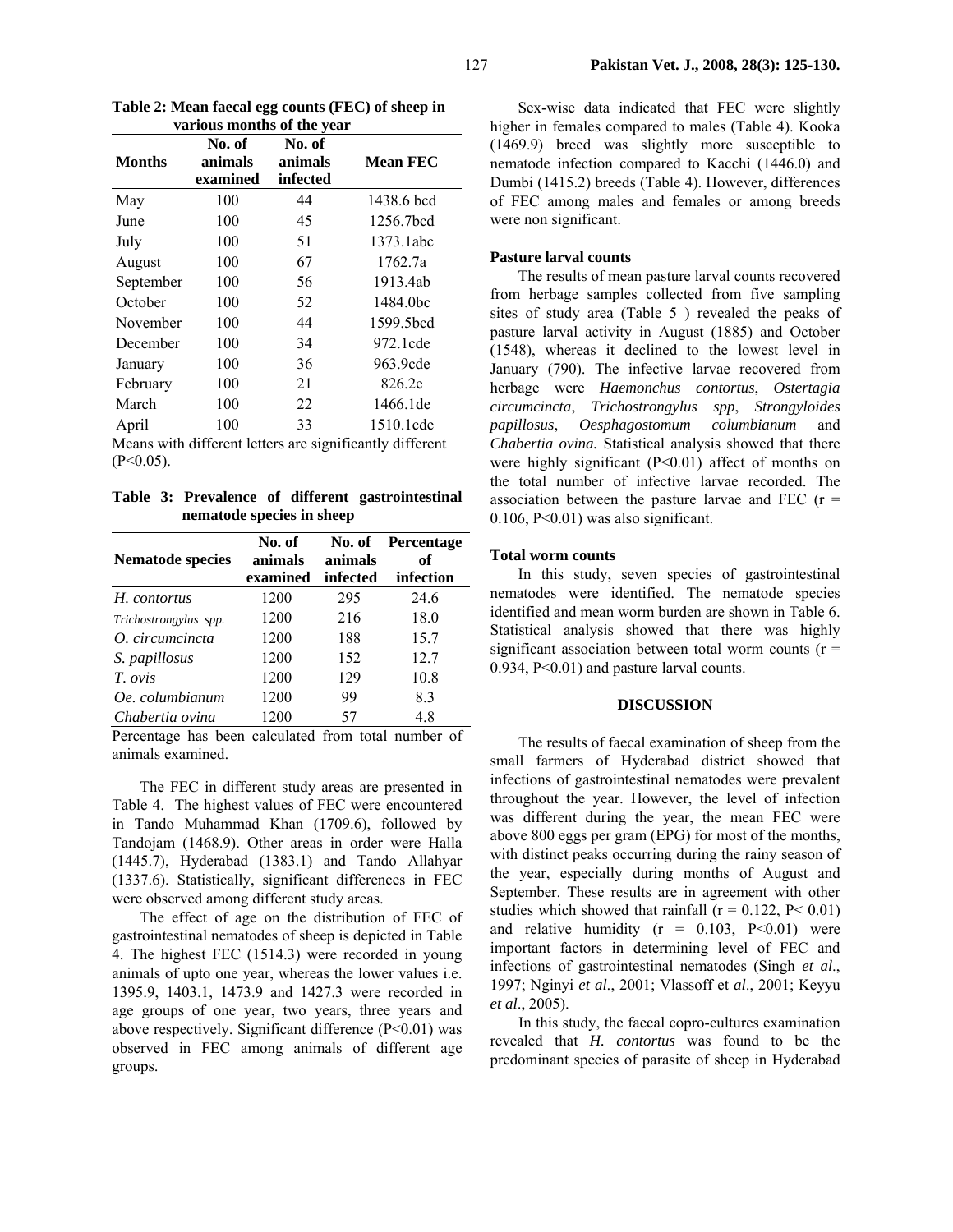**Table 2: Mean faecal egg counts (FEC) of sheep in various months of the year**

| Months | No. of animals examined | No. of animals infected | Mean FEC |
|---|---|---|---|
| May | 100 | 44 | 1438.6 bcd |
| June | 100 | 45 | 1256.7bcd |
| July | 100 | 51 | 1373.1abc |
| August | 100 | 67 | 1762.7a |
| September | 100 | 56 | 1913.4ab |
| October | 100 | 52 | 1484.0bc |
| November | 100 | 44 | 1599.5bcd |
| December | 100 | 34 | 972.1cde |
| January | 100 | 36 | 963.9cde |
| February | 100 | 21 | 826.2e |
| March | 100 | 22 | 1466.1de |
| April | 100 | 33 | 1510.1cde |

Means with different letters are significantly different ($P<0.05$).

**Table 3: Prevalence of different gastrointestinal nematode species in sheep**

| Nematode species | No. of animals examined | No. of animals infected | Percentage of infection |
|---|---|---|---|
| *H. contortus* | 1200 | 295 | 24.6 |
| *Trichostrongylus spp.* | 1200 | 216 | 18.0 |
| *O. circumcincta* | 1200 | 188 | 15.7 |
| *S. papillosus* | 1200 | 152 | 12.7 |
| *T. ovis* | 1200 | 129 | 10.8 |
| *Oe. columbianum* | 1200 | 99 | 8.3 |
| *Chabertia ovina* | 1200 | 57 | 4.8 |

Percentage has been calculated from total number of animals examined.

The FEC in different study areas are presented in Table 4. The highest values of FEC were encountered in Tando Muhammad Khan (1709.6), followed by Tandojam (1468.9). Other areas in order were Halla (1445.7), Hyderabad (1383.1) and Tando Allahyar (1337.6). Statistically, significant differences in FEC were observed among different study areas.

The effect of age on the distribution of FEC of gastrointestinal nematodes of sheep is depicted in Table 4. The highest FEC (1514.3) were recorded in young animals of upto one year, whereas the lower values i.e. 1395.9, 1403.1, 1473.9 and 1427.3 were recorded in age groups of one year, two years, three years and above respectively. Significant difference ($P<0.01$) was observed in FEC among animals of different age groups.

Sex-wise data indicated that FEC were slightly higher in females compared to males (Table 4). Kooka (1469.9) breed was slightly more susceptible to nematode infection compared to Kacchi (1446.0) and Dumbi (1415.2) breeds (Table 4). However, differences of FEC among males and females or among breeds were non significant.

### Pasture larval counts

The results of mean pasture larval counts recovered from herbage samples collected from five sampling sites of study area (Table 5 ) revealed the peaks of pasture larval activity in August (1885) and October (1548), whereas it declined to the lowest level in January (790). The infective larvae recovered from herbage were *Haemonchus contortus*, *Ostertagia circumcincta*, *Trichostrongylus spp*, *Strongyloides papillosus*, *Oesphagostomum columbianum* and *Chabertia ovina.* Statistical analysis showed that there were highly significant ($P<0.01$) affect of months on the total number of infective larvae recorded. The association between the pasture larvae and FEC ($r = 0.106$, $P<0.01$) was also significant.

### Total worm counts

In this study, seven species of gastrointestinal nematodes were identified. The nematode species identified and mean worm burden are shown in Table 6. Statistical analysis showed that there was highly significant association between total worm counts ($r = 0.934$, $P<0.01$) and pasture larval counts.

## DISCUSSION

The results of faecal examination of sheep from the small farmers of Hyderabad district showed that infections of gastrointestinal nematodes were prevalent throughout the year. However, the level of infection was different during the year, the mean FEC were above 800 eggs per gram (EPG) for most of the months, with distinct peaks occurring during the rainy season of the year, especially during months of August and September. These results are in agreement with other studies which showed that rainfall ($r = 0.122$, $P< 0.01$) and relative humidity ($r = 0.103$, $P<0.01$) were important factors in determining level of FEC and infections of gastrointestinal nematodes (Singh *et al.*, 1997; Nginyi *et al.*, 2001; Vlassoff et *al.*, 2001; Keyyu *et al.*, 2005).

In this study, the faecal copro-cultures examination revealed that *H. contortus* was found to be the predominant species of parasite of sheep in Hyderabad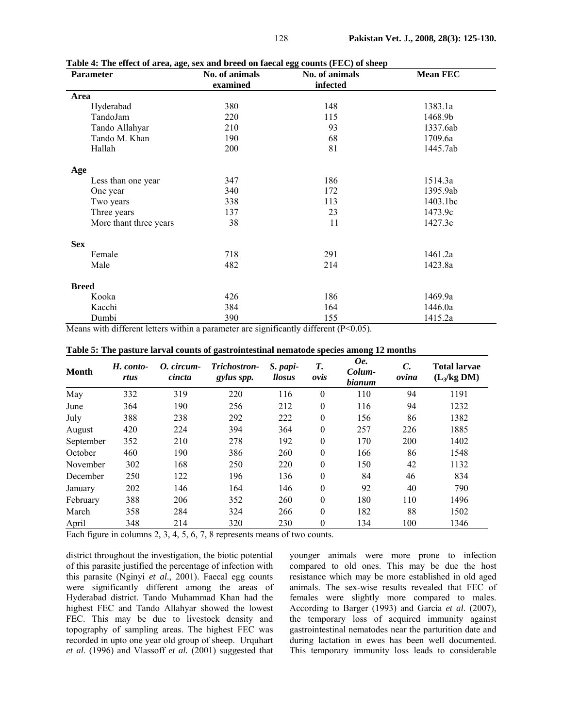**Table 4: The effect of area, age, sex and breed on faecal egg counts (FEC) of sheep**

| Parameter | No. of animals examined | No. of animals infected | Mean FEC |
|---|---|---|---|
| **Area** | | | |
| Hyderabad | 380 | 148 | 1383.1a |
| TandoJam | 220 | 115 | 1468.9b |
| Tando Allahyar | 210 | 93 | 1337.6ab |
| Tando M. Khan | 190 | 68 | 1709.6a |
| Hallah | 200 | 81 | 1445.7ab |
| **Age** | | | |
| Less than one year | 347 | 186 | 1514.3a |
| One year | 340 | 172 | 1395.9ab |
| Two years | 338 | 113 | 1403.1bc |
| Three years | 137 | 23 | 1473.9c |
| More thant three years | 38 | 11 | 1427.3c |
| **Sex** | | | |
| Female | 718 | 291 | 1461.2a |
| Male | 482 | 214 | 1423.8a |
| **Breed** | | | |
| Kooka | 426 | 186 | 1469.9a |
| Kacchi | 384 | 164 | 1446.0a |
| Dumbi | 390 | 155 | 1415.2a |

Means with different letters within a parameter are significantly different (P<0.05).

**Table 5: The pasture larval counts of gastrointestinal nematode species among 12 months**

| Month | *H. contortus* | *O. circumcincta* | *Trichostrongylus spp.* | *S. papillosus* | *T. ovis* | *Oe. Columbianum* | *C. ovina* | Total larvae ($L_3$/kg DM) |
|---|---|---|---|---|---|---|---|---|
| May | 332 | 319 | 220 | 116 | 0 | 110 | 94 | 1191 |
| June | 364 | 190 | 256 | 212 | 0 | 116 | 94 | 1232 |
| July | 388 | 238 | 292 | 222 | 0 | 156 | 86 | 1382 |
| August | 420 | 224 | 394 | 364 | 0 | 257 | 226 | 1885 |
| September | 352 | 210 | 278 | 192 | 0 | 170 | 200 | 1402 |
| October | 460 | 190 | 386 | 260 | 0 | 166 | 86 | 1548 |
| November | 302 | 168 | 250 | 220 | 0 | 150 | 42 | 1132 |
| December | 250 | 122 | 196 | 136 | 0 | 84 | 46 | 834 |
| January | 202 | 146 | 164 | 146 | 0 | 92 | 40 | 790 |
| February | 388 | 206 | 352 | 260 | 0 | 180 | 110 | 1496 |
| March | 358 | 284 | 324 | 266 | 0 | 182 | 88 | 1502 |
| April | 348 | 214 | 320 | 230 | 0 | 134 | 100 | 1346 |

Each figure in columns 2, 3, 4, 5, 6, 7, 8 represents means of two counts.

district throughout the investigation, the biotic potential of this parasite justified the percentage of infection with this parasite (Nginyi *et al*., 2001). Faecal egg counts were significantly different among the areas of Hyderabad district. Tando Muhammad Khan had the highest FEC and Tando Allahyar showed the lowest FEC. This may be due to livestock density and topography of sampling areas. The highest FEC was recorded in upto one year old group of sheep. Urquhart *et al*. (1996) and Vlassoff *et al.* (2001) suggested that younger animals were more prone to infection compared to old ones. This may be due the host resistance which may be more established in old aged animals. The sex-wise results revealed that FEC of females were slightly more compared to males. According to Barger (1993) and Garcia *et al*. (2007), the temporary loss of acquired immunity against gastrointestinal nematodes near the parturition date and during lactation in ewes has been well documented. This temporary immunity loss leads to considerable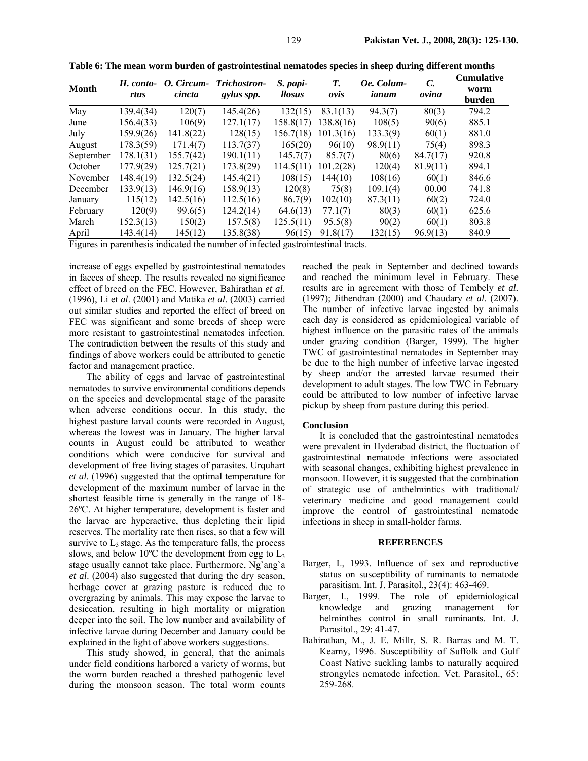**Table 6: The mean worm burden of gastrointestinal nematodes species in sheep during different months**

| Month | *H. contortus* | *O. Circumcincta* | *Trichostrongylus spp.* | *S. papillosus* | *T. ovis* | *Oe. Columianum* | *C. ovina* | Cumulative worm burden |
|---|---|---|---|---|---|---|---|---|
| May | 139.4(34) | 120(7) | 145.4(26) | 132(15) | 83.1(13) | 94.3(7) | 80(3) | 794.2 |
| June | 156.4(33) | 106(9) | 127.1(17) | 158.8(17) | 138.8(16) | 108(5) | 90(6) | 885.1 |
| July | 159.9(26) | 141.8(22) | 128(15) | 156.7(18) | 101.3(16) | 133.3(9) | 60(1) | 881.0 |
| August | 178.3(59) | 171.4(7) | 113.7(37) | 165(20) | 96(10) | 98.9(11) | 75(4) | 898.3 |
| September | 178.1(31) | 155.7(42) | 190.1(11) | 145.7(7) | 85.7(7) | 80(6) | 84.7(17) | 920.8 |
| October | 177.9(29) | 125.7(21) | 173.8(29) | 114.5(11) | 101.2(28) | 120(4) | 81.9(11) | 894.1 |
| November | 148.4(19) | 132.5(24) | 145.4(21) | 108(15) | 144(10) | 108(16) | 60(1) | 846.6 |
| December | 133.9(13) | 146.9(16) | 158.9(13) | 120(8) | 75(8) | 109.1(4) | 00.00 | 741.8 |
| January | 115(12) | 142.5(16) | 112.5(16) | 86.7(9) | 102(10) | 87.3(11) | 60(2) | 724.0 |
| February | 120(9) | 99.6(5) | 124.2(14) | 64.6(13) | 77.1(7) | 80(3) | 60(1) | 625.6 |
| March | 152.3(13) | 150(2) | 157.5(8) | 125.5(11) | 95.5(8) | 90(2) | 60(1) | 803.8 |
| April | 143.4(14) | 145(12) | 135.8(38) | 96(15) | 91.8(17) | 132(15) | 96.9(13) | 840.9 |

Figures in parenthesis indicated the number of infected gastrointestinal tracts.

increase of eggs expelled by gastrointestinal nematodes in faeces of sheep. The results revealed no significance effect of breed on the FEC. However, Bahirathan *et al.* (1996), Li et *al.* (2001) and Matika *et al*. (2003) carried out similar studies and reported the effect of breed on FEC was significant and some breeds of sheep were more resistant to gastrointestinal nematodes infection. The contradiction between the results of this study and findings of above workers could be attributed to genetic factor and management practice.

The ability of eggs and larvae of gastrointestinal nematodes to survive environmental conditions depends on the species and developmental stage of the parasite when adverse conditions occur. In this study, the highest pasture larval counts were recorded in August, whereas the lowest was in January. The higher larval counts in August could be attributed to weather conditions which were conducive for survival and development of free living stages of parasites. Urquhart *et al.* (1996) suggested that the optimal temperature for development of the maximum number of larvae in the shortest feasible time is generally in the range of 18-26ºC. At higher temperature, development is faster and the larvae are hyperactive, thus depleting their lipid reserves. The mortality rate then rises, so that a few will survive to $L_3$ stage. As the temperature falls, the process slows, and below 10ºC the development from egg to $L_3$ stage usually cannot take place. Furthermore, Ng`ang`a *et al*. (2004) also suggested that during the dry season, herbage cover at grazing pasture is reduced due to overgrazing by animals. This may expose the larvae to desiccation, resulting in high mortality or migration deeper into the soil. The low number and availability of infective larvae during December and January could be explained in the light of above workers suggestions.

This study showed, in general, that the animals under field conditions harbored a variety of worms, but the worm burden reached a threshed pathogenic level during the monsoon season. The total worm counts reached the peak in September and declined towards and reached the minimum level in February. These results are in agreement with those of Tembely *et al.* (1997); Jithendran (2000) and Chaudary *et al*. (2007). The number of infective larvae ingested by animals each day is considered as epidemiological variable of highest influence on the parasitic rates of the animals under grazing condition (Barger, 1999). The higher TWC of gastrointestinal nematodes in September may be due to the high number of infective larvae ingested by sheep and/or the arrested larvae resumed their development to adult stages. The low TWC in February could be attributed to low number of infective larvae pickup by sheep from pasture during this period.

#### Conclusion

It is concluded that the gastrointestinal nematodes were prevalent in Hyderabad district, the fluctuation of gastrointestinal nematode infections were associated with seasonal changes, exhibiting highest prevalence in monsoon. However, it is suggested that the combination of strategic use of anthelmintics with traditional/ veterinary medicine and good management could improve the control of gastrointestinal nematode infections in sheep in small-holder farms.

## REFERENCES

Barger, I., 1993. Influence of sex and reproductive status on susceptibility of ruminants to nematode parasitism. Int. J. Parasitol., 23(4): 463-469.

Barger, I., 1999. The role of epidemiological knowledge and grazing management for helminthes control in small ruminants. Int. J. Parasitol., 29: 41-47.

Bahirathan, M., J. E. Millr, S. R. Barras and M. T. Kearny, 1996. Susceptibility of Suffolk and Gulf Coast Native suckling lambs to naturally acquired strongyles nematode infection. Vet. Parasitol., 65: 259-268.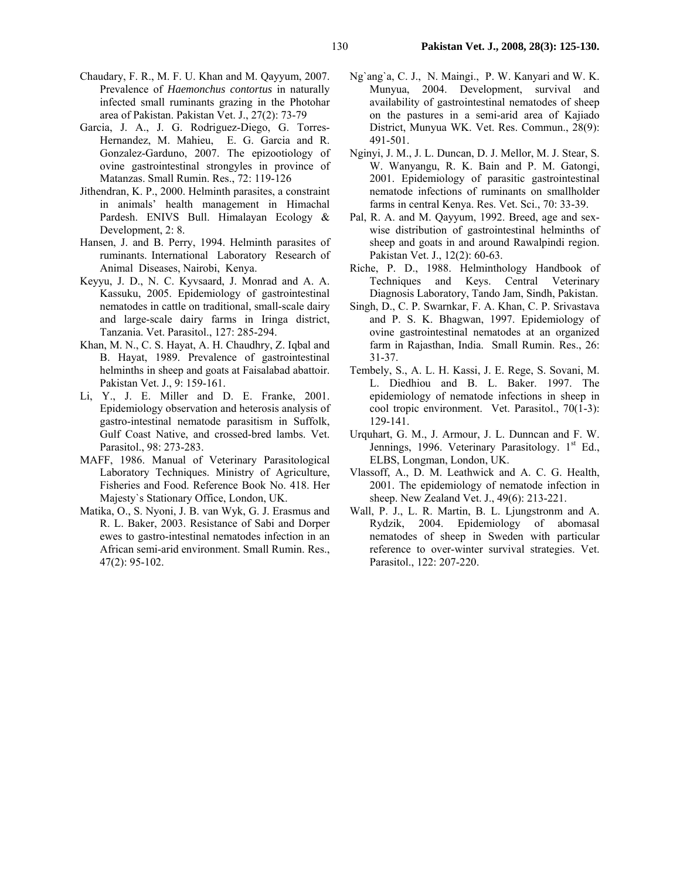Chaudary, F. R., M. F. U. Khan and M. Qayyum, 2007. Prevalence of *Haemonchus contortus* in naturally infected small ruminants grazing in the Photohar area of Pakistan. Pakistan Vet. J., 27(2): 73-79

Garcia, J. A., J. G. Rodriguez-Diego, G. Torres-Hernandez, M. Mahieu, E. G. Garcia and R. Gonzalez-Garduno, 2007. The epizootiology of ovine gastrointestinal strongyles in province of Matanzas. Small Rumin. Res., 72: 119-126

Jithendran, K. P., 2000. Helminth parasites, a constraint in animals' health management in Himachal Pardesh. ENIVS Bull. Himalayan Ecology & Development, 2: 8.

Hansen, J. and B. Perry, 1994. Helminth parasites of ruminants. International Laboratory Research of Animal Diseases, Nairobi, Kenya.

Keyyu, J. D., N. C. Kyvsaard, J. Monrad and A. A. Kassuku, 2005. Epidemiology of gastrointestinal nematodes in cattle on traditional, small-scale dairy and large-scale dairy farms in Iringa district, Tanzania. Vet. Parasitol., 127: 285-294.

Khan, M. N., C. S. Hayat, A. H. Chaudhry, Z. Iqbal and B. Hayat, 1989. Prevalence of gastrointestinal helminths in sheep and goats at Faisalabad abattoir. Pakistan Vet. J., 9: 159-161.

Li, Y., J. E. Miller and D. E. Franke, 2001. Epidemiology observation and heterosis analysis of gastro-intestinal nematode parasitism in Suffolk, Gulf Coast Native, and crossed-bred lambs. Vet. Parasitol., 98: 273-283.

MAFF, 1986. Manual of Veterinary Parasitological Laboratory Techniques. Ministry of Agriculture, Fisheries and Food. Reference Book No. 418. Her Majesty`s Stationary Office, London, UK.

Matika, O., S. Nyoni, J. B. van Wyk, G. J. Erasmus and R. L. Baker, 2003. Resistance of Sabi and Dorper ewes to gastro-intestinal nematodes infection in an African semi-arid environment. Small Rumin. Res., 47(2): 95-102.

Ng`ang`a, C. J., N. Maingi., P. W. Kanyari and W. K. Munyua, 2004. Development, survival and availability of gastrointestinal nematodes of sheep on the pastures in a semi-arid area of Kajiado District, Munyua WK. Vet. Res. Commun., 28(9): 491-501.

Nginyi, J. M., J. L. Duncan, D. J. Mellor, M. J. Stear, S. W. Wanyangu, R. K. Bain and P. M. Gatongi, 2001. Epidemiology of parasitic gastrointestinal nematode infections of ruminants on smallholder farms in central Kenya. Res. Vet. Sci., 70: 33-39.

Pal, R. A. and M. Qayyum, 1992. Breed, age and sex-wise distribution of gastrointestinal helminths of sheep and goats in and around Rawalpindi region. Pakistan Vet. J., 12(2): 60-63.

Riche, P. D., 1988. Helminthology Handbook of Techniques and Keys. Central Veterinary Diagnosis Laboratory, Tando Jam, Sindh, Pakistan.

Singh, D., C. P. Swarnkar, F. A. Khan, C. P. Srivastava and P. S. K. Bhagwan, 1997. Epidemiology of ovine gastrointestinal nematodes at an organized farm in Rajasthan, India. Small Rumin. Res., 26: 31-37.

Tembely, S., A. L. H. Kassi, J. E. Rege, S. Sovani, M. L. Diedhiou and B. L. Baker. 1997. The epidemiology of nematode infections in sheep in cool tropic environment. Vet. Parasitol., 70(1-3): 129-141.

Urquhart, G. M., J. Armour, J. L. Dunncan and F. W. Jennings, 1996. Veterinary Parasitology. 1st Ed., ELBS, Longman, London, UK.

Vlassoff, A., D. M. Leathwick and A. C. G. Health, 2001. The epidemiology of nematode infection in sheep. New Zealand Vet. J., 49(6): 213-221.

Wall, P. J., L. R. Martin, B. L. Ljungstronm and A. Rydzik, 2004. Epidemiology of abomasal nematodes of sheep in Sweden with particular reference to over-winter survival strategies. Vet. Parasitol., 122: 207-220.